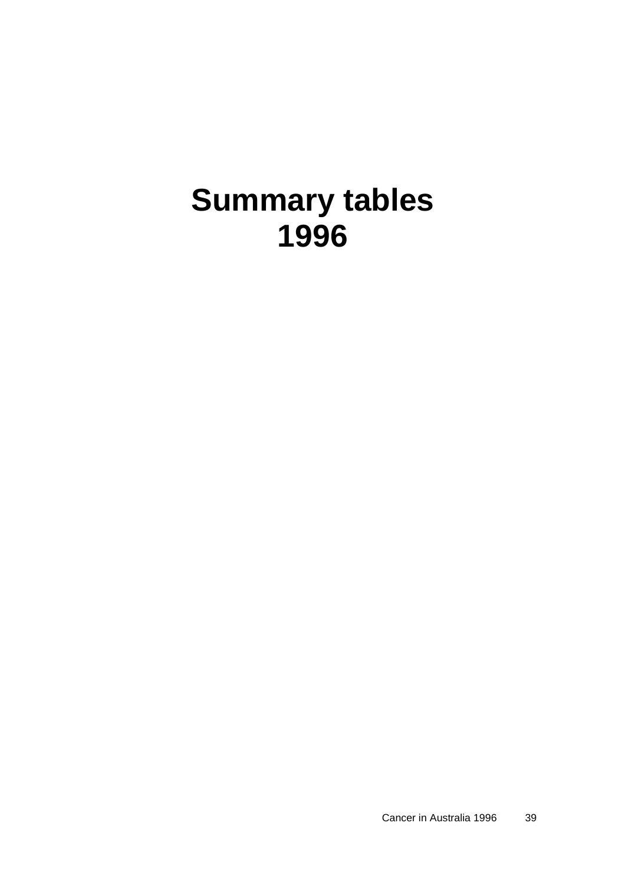# Summary tables 1996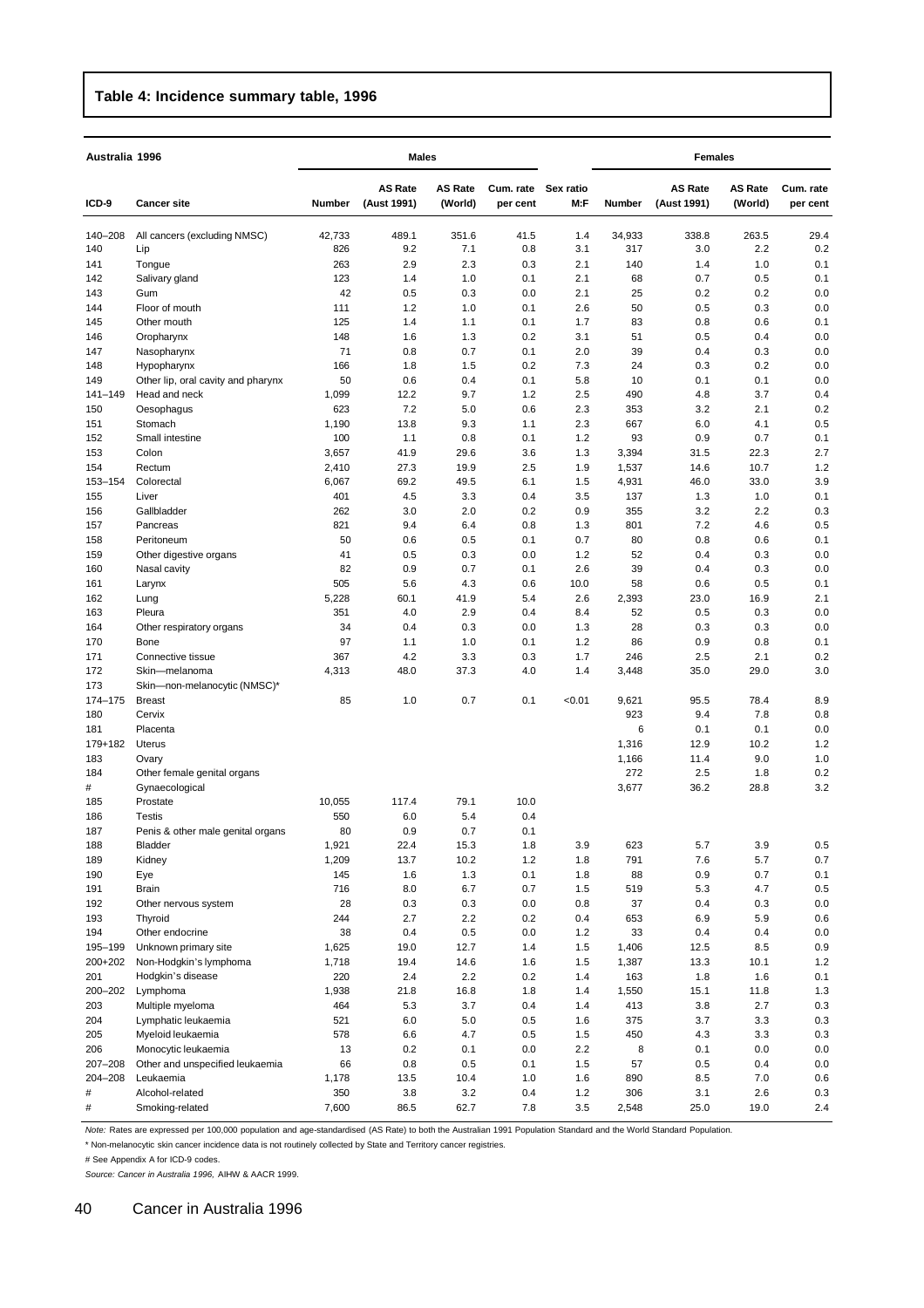**Table 4: Incidence summary table, 1996**

| Australia 1996 | | Males | | | | | Females | | | |
|---|---|---|---|---|---|---|---|---|---|---|
| ICD-9 | Cancer site | Number | AS Rate (Aust 1991) | AS Rate (World) | Cum. rate per cent | Sex ratio M:F | Number | AS Rate (Aust 1991) | AS Rate (World) | Cum. rate per cent |
| 140–208 | All cancers (excluding NMSC) | 42,733 | 489.1 | 351.6 | 41.5 | 1.4 | 34,933 | 338.8 | 263.5 | 29.4 |
| 140 | Lip | 826 | 9.2 | 7.1 | 0.8 | 3.1 | 317 | 3.0 | 2.2 | 0.2 |
| 141 | Tongue | 263 | 2.9 | 2.3 | 0.3 | 2.1 | 140 | 1.4 | 1.0 | 0.1 |
| 142 | Salivary gland | 123 | 1.4 | 1.0 | 0.1 | 2.1 | 68 | 0.7 | 0.5 | 0.1 |
| 143 | Gum | 42 | 0.5 | 0.3 | 0.0 | 2.1 | 25 | 0.2 | 0.2 | 0.0 |
| 144 | Floor of mouth | 111 | 1.2 | 1.0 | 0.1 | 2.6 | 50 | 0.5 | 0.3 | 0.0 |
| 145 | Other mouth | 125 | 1.4 | 1.1 | 0.1 | 1.7 | 83 | 0.8 | 0.6 | 0.1 |
| 146 | Oropharynx | 148 | 1.6 | 1.3 | 0.2 | 3.1 | 51 | 0.5 | 0.4 | 0.0 |
| 147 | Nasopharynx | 71 | 0.8 | 0.7 | 0.1 | 2.0 | 39 | 0.4 | 0.3 | 0.0 |
| 148 | Hypopharynx | 166 | 1.8 | 1.5 | 0.2 | 7.3 | 24 | 0.3 | 0.2 | 0.0 |
| 149 | Other lip, oral cavity and pharynx | 50 | 0.6 | 0.4 | 0.1 | 5.8 | 10 | 0.1 | 0.1 | 0.0 |
| 141–149 | Head and neck | 1,099 | 12.2 | 9.7 | 1.2 | 2.5 | 490 | 4.8 | 3.7 | 0.4 |
| 150 | Oesophagus | 623 | 7.2 | 5.0 | 0.6 | 2.3 | 353 | 3.2 | 2.1 | 0.2 |
| 151 | Stomach | 1,190 | 13.8 | 9.3 | 1.1 | 2.3 | 667 | 6.0 | 4.1 | 0.5 |
| 152 | Small intestine | 100 | 1.1 | 0.8 | 0.1 | 1.2 | 93 | 0.9 | 0.7 | 0.1 |
| 153 | Colon | 3,657 | 41.9 | 29.6 | 3.6 | 1.3 | 3,394 | 31.5 | 22.3 | 2.7 |
| 154 | Rectum | 2,410 | 27.3 | 19.9 | 2.5 | 1.9 | 1,537 | 14.6 | 10.7 | 1.2 |
| 153–154 | Colorectal | 6,067 | 69.2 | 49.5 | 6.1 | 1.5 | 4,931 | 46.0 | 33.0 | 3.9 |
| 155 | Liver | 401 | 4.5 | 3.3 | 0.4 | 3.5 | 137 | 1.3 | 1.0 | 0.1 |
| 156 | Gallbladder | 262 | 3.0 | 2.0 | 0.2 | 0.9 | 355 | 3.2 | 2.2 | 0.3 |
| 157 | Pancreas | 821 | 9.4 | 6.4 | 0.8 | 1.3 | 801 | 7.2 | 4.6 | 0.5 |
| 158 | Peritoneum | 50 | 0.6 | 0.5 | 0.1 | 0.7 | 80 | 0.8 | 0.6 | 0.1 |
| 159 | Other digestive organs | 41 | 0.5 | 0.3 | 0.0 | 1.2 | 52 | 0.4 | 0.3 | 0.0 |
| 160 | Nasal cavity | 82 | 0.9 | 0.7 | 0.1 | 2.6 | 39 | 0.4 | 0.3 | 0.0 |
| 161 | Larynx | 505 | 5.6 | 4.3 | 0.6 | 10.0 | 58 | 0.6 | 0.5 | 0.1 |
| 162 | Lung | 5,228 | 60.1 | 41.9 | 5.4 | 2.6 | 2,393 | 23.0 | 16.9 | 2.1 |
| 163 | Pleura | 351 | 4.0 | 2.9 | 0.4 | 8.4 | 52 | 0.5 | 0.3 | 0.0 |
| 164 | Other respiratory organs | 34 | 0.4 | 0.3 | 0.0 | 1.3 | 28 | 0.3 | 0.3 | 0.0 |
| 170 | Bone | 97 | 1.1 | 1.0 | 0.1 | 1.2 | 86 | 0.9 | 0.8 | 0.1 |
| 171 | Connective tissue | 367 | 4.2 | 3.3 | 0.3 | 1.7 | 246 | 2.5 | 2.1 | 0.2 |
| 172 | Skin—melanoma | 4,313 | 48.0 | 37.3 | 4.0 | 1.4 | 3,448 | 35.0 | 29.0 | 3.0 |
| 173 | Skin—non-melanocytic (NMSC)* | | | | | | | | | |
| 174–175 | Breast | 85 | 1.0 | 0.7 | 0.1 | <0.01 | 9,621 | 95.5 | 78.4 | 8.9 |
| 180 | Cervix | | | | | | 923 | 9.4 | 7.8 | 0.8 |
| 181 | Placenta | | | | | | 6 | 0.1 | 0.1 | 0.0 |
| 179+182 | Uterus | | | | | | 1,316 | 12.9 | 10.2 | 1.2 |
| 183 | Ovary | | | | | | 1,166 | 11.4 | 9.0 | 1.0 |
| 184 | Other female genital organs | | | | | | 272 | 2.5 | 1.8 | 0.2 |
| # | Gynaecological | | | | | | 3,677 | 36.2 | 28.8 | 3.2 |
| 185 | Prostate | 10,055 | 117.4 | 79.1 | 10.0 | | | | | |
| 186 | Testis | 550 | 6.0 | 5.4 | 0.4 | | | | | |
| 187 | Penis & other male genital organs | 80 | 0.9 | 0.7 | 0.1 | | | | | |
| 188 | Bladder | 1,921 | 22.4 | 15.3 | 1.8 | 3.9 | 623 | 5.7 | 3.9 | 0.5 |
| 189 | Kidney | 1,209 | 13.7 | 10.2 | 1.2 | 1.8 | 791 | 7.6 | 5.7 | 0.7 |
| 190 | Eye | 145 | 1.6 | 1.3 | 0.1 | 1.8 | 88 | 0.9 | 0.7 | 0.1 |
| 191 | Brain | 716 | 8.0 | 6.7 | 0.7 | 1.5 | 519 | 5.3 | 4.7 | 0.5 |
| 192 | Other nervous system | 28 | 0.3 | 0.3 | 0.0 | 0.8 | 37 | 0.4 | 0.3 | 0.0 |
| 193 | Thyroid | 244 | 2.7 | 2.2 | 0.2 | 0.4 | 653 | 6.9 | 5.9 | 0.6 |
| 194 | Other endocrine | 38 | 0.4 | 0.5 | 0.0 | 1.2 | 33 | 0.4 | 0.4 | 0.0 |
| 195–199 | Unknown primary site | 1,625 | 19.0 | 12.7 | 1.4 | 1.5 | 1,406 | 12.5 | 8.5 | 0.9 |
| 200+202 | Non-Hodgkin's lymphoma | 1,718 | 19.4 | 14.6 | 1.6 | 1.5 | 1,387 | 13.3 | 10.1 | 1.2 |
| 201 | Hodgkin's disease | 220 | 2.4 | 2.2 | 0.2 | 1.4 | 163 | 1.8 | 1.6 | 0.1 |
| 200–202 | Lymphoma | 1,938 | 21.8 | 16.8 | 1.8 | 1.4 | 1,550 | 15.1 | 11.8 | 1.3 |
| 203 | Multiple myeloma | 464 | 5.3 | 3.7 | 0.4 | 1.4 | 413 | 3.8 | 2.7 | 0.3 |
| 204 | Lymphatic leukaemia | 521 | 6.0 | 5.0 | 0.5 | 1.6 | 375 | 3.7 | 3.3 | 0.3 |
| 205 | Myeloid leukaemia | 578 | 6.6 | 4.7 | 0.5 | 1.5 | 450 | 4.3 | 3.3 | 0.3 |
| 206 | Monocytic leukaemia | 13 | 0.2 | 0.1 | 0.0 | 2.2 | 8 | 0.1 | 0.0 | 0.0 |
| 207–208 | Other and unspecified leukaemia | 66 | 0.8 | 0.5 | 0.1 | 1.5 | 57 | 0.5 | 0.4 | 0.0 |
| 204–208 | Leukaemia | 1,178 | 13.5 | 10.4 | 1.0 | 1.6 | 890 | 8.5 | 7.0 | 0.6 |
| # | Alcohol-related | 350 | 3.8 | 3.2 | 0.4 | 1.2 | 306 | 3.1 | 2.6 | 0.3 |
| # | Smoking-related | 7,600 | 86.5 | 62.7 | 7.8 | 3.5 | 2,548 | 25.0 | 19.0 | 2.4 |

*Note:* Rates are expressed per 100,000 population and age-standardised (AS Rate) to both the Australian 1991 Population Standard and the World Standard Population.

\* Non-melanocytic skin cancer incidence data is not routinely collected by State and Territory cancer registries.

# See Appendix A for ICD-9 codes.

*Source: Cancer in Australia 1996,* AIHW & AACR 1999.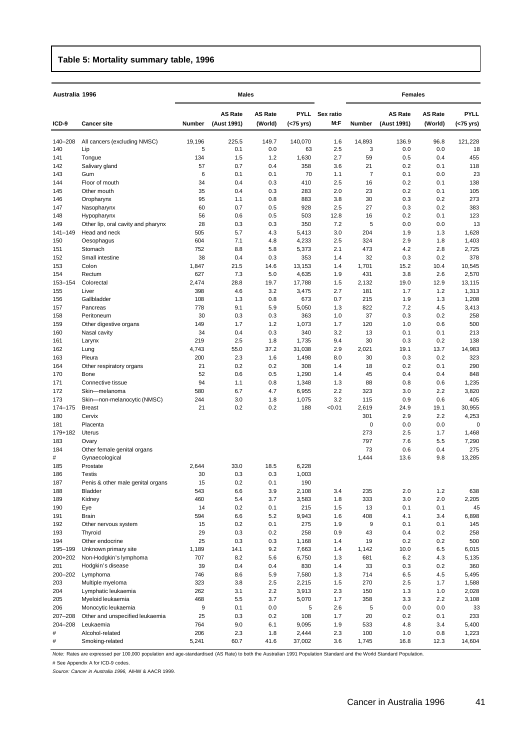## Table 5: Mortality summary table, 1996

| Australia 1996 | | Males | | | | | Females | | | |
|---|---|---|---|---|---|---|---|---|---|---|
| ICD-9 | Cancer site | Number | AS Rate (Aust 1991) | AS Rate (World) | PYLL (<75 yrs) | Sex ratio M:F | Number | AS Rate (Aust 1991) | AS Rate (World) | PYLL (<75 yrs) |
| 140–208 | All cancers (excluding NMSC) | 19,196 | 225.5 | 149.7 | 140,070 | 1.6 | 14,893 | 136.9 | 96.8 | 121,228 |
| 140 | Lip | 5 | 0.1 | 0.0 | 63 | 2.5 | 3 | 0.0 | 0.0 | 18 |
| 141 | Tongue | 134 | 1.5 | 1.2 | 1,630 | 2.7 | 59 | 0.5 | 0.4 | 455 |
| 142 | Salivary gland | 57 | 0.7 | 0.4 | 358 | 3.6 | 21 | 0.2 | 0.1 | 118 |
| 143 | Gum | 6 | 0.1 | 0.1 | 70 | 1.1 | 7 | 0.1 | 0.0 | 23 |
| 144 | Floor of mouth | 34 | 0.4 | 0.3 | 410 | 2.5 | 16 | 0.2 | 0.1 | 138 |
| 145 | Other mouth | 35 | 0.4 | 0.3 | 283 | 2.0 | 23 | 0.2 | 0.1 | 105 |
| 146 | Oropharynx | 95 | 1.1 | 0.8 | 883 | 3.8 | 30 | 0.3 | 0.2 | 273 |
| 147 | Nasopharynx | 60 | 0.7 | 0.5 | 928 | 2.5 | 27 | 0.3 | 0.2 | 383 |
| 148 | Hypopharynx | 56 | 0.6 | 0.5 | 503 | 12.8 | 16 | 0.2 | 0.1 | 123 |
| 149 | Other lip, oral cavity and pharynx | 28 | 0.3 | 0.3 | 350 | 7.2 | 5 | 0.0 | 0.0 | 13 |
| 141–149 | Head and neck | 505 | 5.7 | 4.3 | 5,413 | 3.0 | 204 | 1.9 | 1.3 | 1,628 |
| 150 | Oesophagus | 604 | 7.1 | 4.8 | 4,233 | 2.5 | 324 | 2.9 | 1.8 | 1,403 |
| 151 | Stomach | 752 | 8.8 | 5.8 | 5,373 | 2.1 | 473 | 4.2 | 2.8 | 2,725 |
| 152 | Small intestine | 38 | 0.4 | 0.3 | 353 | 1.4 | 32 | 0.3 | 0.2 | 378 |
| 153 | Colon | 1,847 | 21.5 | 14.6 | 13,153 | 1.4 | 1,701 | 15.2 | 10.4 | 10,545 |
| 154 | Rectum | 627 | 7.3 | 5.0 | 4,635 | 1.9 | 431 | 3.8 | 2.6 | 2,570 |
| 153–154 | Colorectal | 2,474 | 28.8 | 19.7 | 17,788 | 1.5 | 2,132 | 19.0 | 12.9 | 13,115 |
| 155 | Liver | 398 | 4.6 | 3.2 | 3,475 | 2.7 | 181 | 1.7 | 1.2 | 1,313 |
| 156 | Gallbladder | 108 | 1.3 | 0.8 | 673 | 0.7 | 215 | 1.9 | 1.3 | 1,208 |
| 157 | Pancreas | 778 | 9.1 | 5.9 | 5,050 | 1.3 | 822 | 7.2 | 4.5 | 3,413 |
| 158 | Peritoneum | 30 | 0.3 | 0.3 | 363 | 1.0 | 37 | 0.3 | 0.2 | 258 |
| 159 | Other digestive organs | 149 | 1.7 | 1.2 | 1,073 | 1.7 | 120 | 1.0 | 0.6 | 500 |
| 160 | Nasal cavity | 34 | 0.4 | 0.3 | 340 | 3.2 | 13 | 0.1 | 0.1 | 213 |
| 161 | Larynx | 219 | 2.5 | 1.8 | 1,735 | 9.4 | 30 | 0.3 | 0.2 | 138 |
| 162 | Lung | 4,743 | 55.0 | 37.2 | 31,038 | 2.9 | 2,021 | 19.1 | 13.7 | 14,983 |
| 163 | Pleura | 200 | 2.3 | 1.6 | 1,498 | 8.0 | 30 | 0.3 | 0.2 | 323 |
| 164 | Other respiratory organs | 21 | 0.2 | 0.2 | 308 | 1.4 | 18 | 0.2 | 0.1 | 290 |
| 170 | Bone | 52 | 0.6 | 0.5 | 1,290 | 1.4 | 45 | 0.4 | 0.4 | 848 |
| 171 | Connective tissue | 94 | 1.1 | 0.8 | 1,348 | 1.3 | 88 | 0.8 | 0.6 | 1,235 |
| 172 | Skin—melanoma | 580 | 6.7 | 4.7 | 6,955 | 2.2 | 323 | 3.0 | 2.2 | 3,820 |
| 173 | Skin—non-melanocytic (NMSC) | 244 | 3.0 | 1.8 | 1,075 | 3.2 | 115 | 0.9 | 0.6 | 405 |
| 174–175 | Breast | 21 | 0.2 | 0.2 | 188 | <0.01 | 2,619 | 24.9 | 19.1 | 30,955 |
| 180 | Cervix | | | | | | 301 | 2.9 | 2.2 | 4,253 |
| 181 | Placenta | | | | | | 0 | 0.0 | 0.0 | 0 |
| 179+182 | Uterus | | | | | | 273 | 2.5 | 1.7 | 1,468 |
| 183 | Ovary | | | | | | 797 | 7.6 | 5.5 | 7,290 |
| 184 | Other female genital organs | | | | | | 73 | 0.6 | 0.4 | 275 |
| # | Gynaecological | | | | | | 1,444 | 13.6 | 9.8 | 13,285 |
| 185 | Prostate | 2,644 | 33.0 | 18.5 | 6,228 | | | | | |
| 186 | Testis | 30 | 0.3 | 0.3 | 1,003 | | | | | |
| 187 | Penis & other male genital organs | 15 | 0.2 | 0.1 | 190 | | | | | |
| 188 | Bladder | 543 | 6.6 | 3.9 | 2,108 | 3.4 | 235 | 2.0 | 1.2 | 638 |
| 189 | Kidney | 460 | 5.4 | 3.7 | 3,583 | 1.8 | 333 | 3.0 | 2.0 | 2,205 |
| 190 | Eye | 14 | 0.2 | 0.1 | 215 | 1.5 | 13 | 0.1 | 0.1 | 45 |
| 191 | Brain | 594 | 6.6 | 5.2 | 9,943 | 1.6 | 408 | 4.1 | 3.4 | 6,898 |
| 192 | Other nervous system | 15 | 0.2 | 0.1 | 275 | 1.9 | 9 | 0.1 | 0.1 | 145 |
| 193 | Thyroid | 29 | 0.3 | 0.2 | 258 | 0.9 | 43 | 0.4 | 0.2 | 258 |
| 194 | Other endocrine | 25 | 0.3 | 0.3 | 1,168 | 1.4 | 19 | 0.2 | 0.2 | 500 |
| 195–199 | Unknown primary site | 1,189 | 14.1 | 9.2 | 7,663 | 1.4 | 1,142 | 10.0 | 6.5 | 6,015 |
| 200+202 | Non-Hodgkin's lymphoma | 707 | 8.2 | 5.6 | 6,750 | 1.3 | 681 | 6.2 | 4.3 | 5,135 |
| 201 | Hodgkin's disease | 39 | 0.4 | 0.4 | 830 | 1.4 | 33 | 0.3 | 0.2 | 360 |
| 200–202 | Lymphoma | 746 | 8.6 | 5.9 | 7,580 | 1.3 | 714 | 6.5 | 4.5 | 5,495 |
| 203 | Multiple myeloma | 323 | 3.8 | 2.5 | 2,215 | 1.5 | 270 | 2.5 | 1.7 | 1,588 |
| 204 | Lymphatic leukaemia | 262 | 3.1 | 2.2 | 3,913 | 2.3 | 150 | 1.3 | 1.0 | 2,028 |
| 205 | Myeloid leukaemia | 468 | 5.5 | 3.7 | 5,070 | 1.7 | 358 | 3.3 | 2.2 | 3,108 |
| 206 | Monocytic leukaemia | 9 | 0.1 | 0.0 | 5 | 2.6 | 5 | 0.0 | 0.0 | 33 |
| 207–208 | Other and unspecified leukaemia | 25 | 0.3 | 0.2 | 108 | 1.7 | 20 | 0.2 | 0.1 | 233 |
| 204–208 | Leukaemia | 764 | 9.0 | 6.1 | 9,095 | 1.9 | 533 | 4.8 | 3.4 | 5,400 |
| # | Alcohol-related | 206 | 2.3 | 1.8 | 2,444 | 2.3 | 100 | 1.0 | 0.8 | 1,223 |
| # | Smoking-related | 5,241 | 60.7 | 41.6 | 37,002 | 3.6 | 1,745 | 16.8 | 12.3 | 14,604 |

*Note:* Rates are expressed per 100,000 population and age-standardised (AS Rate) to both the Australian 1991 Population Standard and the World Standard Population.

# See Appendix A for ICD-9 codes.

*Source: Cancer in Australia 1996,* AIHW & AACR 1999.